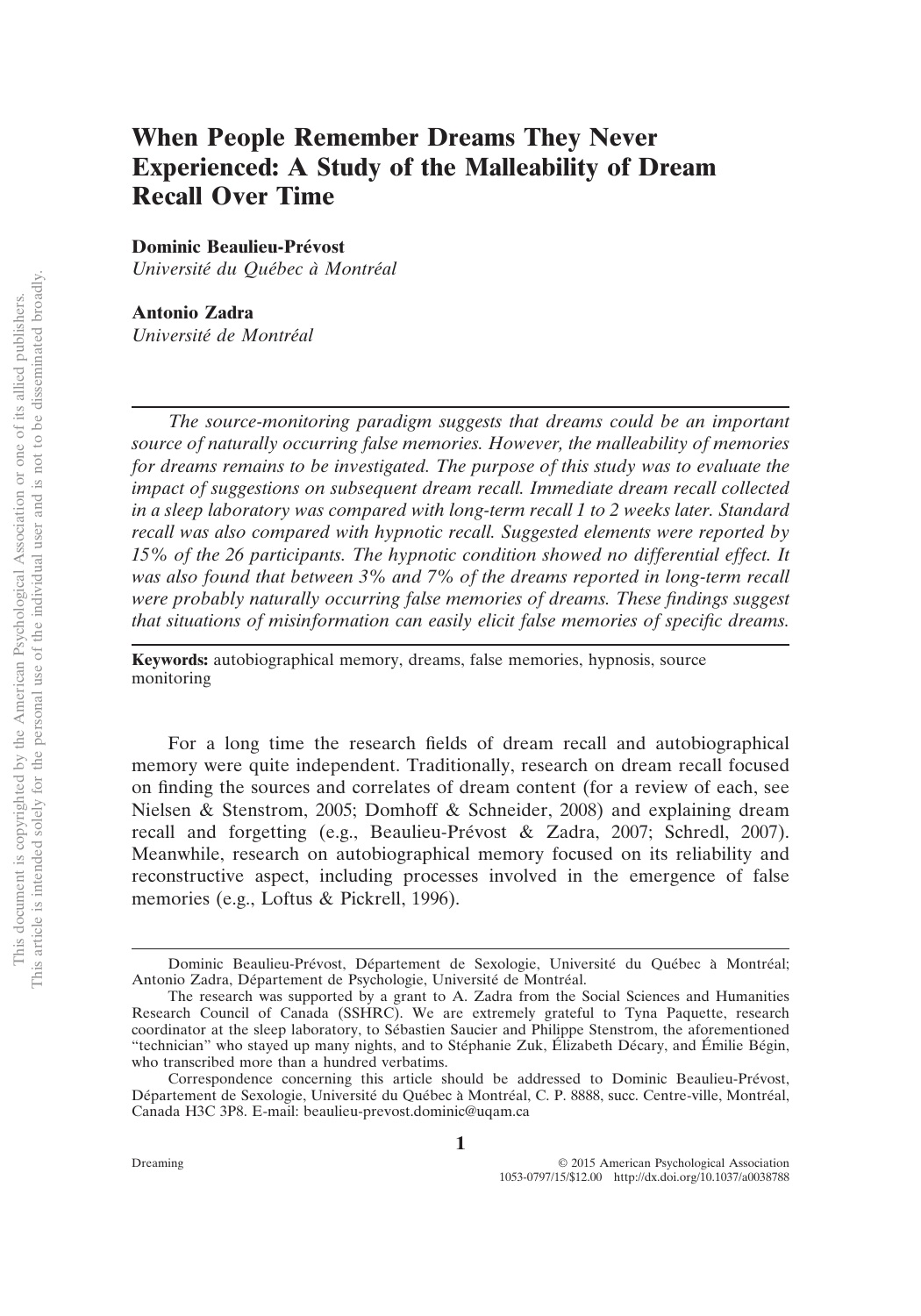# When People Remember Dreams They Never Experienced: A Study of the Malleability of Dream Recall Over Time

**Dominic Beaulieu-Prévost**
*Université du Québec à Montréal*

**Antonio Zadra**
*Université de Montréal*

*The source-monitoring paradigm suggests that dreams could be an important source of naturally occurring false memories. However, the malleability of memories for dreams remains to be investigated. The purpose of this study was to evaluate the impact of suggestions on subsequent dream recall. Immediate dream recall collected in a sleep laboratory was compared with long-term recall 1 to 2 weeks later. Standard recall was also compared with hypnotic recall. Suggested elements were reported by 15% of the 26 participants. The hypnotic condition showed no differential effect. It was also found that between 3% and 7% of the dreams reported in long-term recall were probably naturally occurring false memories of dreams. These findings suggest that situations of misinformation can easily elicit false memories of specific dreams.*

**Keywords:** autobiographical memory, dreams, false memories, hypnosis, source monitoring

For a long time the research fields of dream recall and autobiographical memory were quite independent. Traditionally, research on dream recall focused on finding the sources and correlates of dream content (for a review of each, see Nielsen & Stenstrom, 2005; Domhoff & Schneider, 2008) and explaining dream recall and forgetting (e.g., Beaulieu-Prévost & Zadra, 2007; Schredl, 2007). Meanwhile, research on autobiographical memory focused on its reliability and reconstructive aspect, including processes involved in the emergence of false memories (e.g., Loftus & Pickrell, 1996).

---

Dominic Beaulieu-Prévost, Département de Sexologie, Université du Québec à Montréal; Antonio Zadra, Département de Psychologie, Université de Montréal.

The research was supported by a grant to A. Zadra from the Social Sciences and Humanities Research Council of Canada (SSHRC). We are extremely grateful to Tyna Paquette, research coordinator at the sleep laboratory, to Sébastien Saucier and Philippe Stenstrom, the aforementioned "technician" who stayed up many nights, and to Stéphanie Zuk, Élizabeth Décary, and Émilie Bégin, who transcribed more than a hundred verbatims.

Correspondence concerning this article should be addressed to Dominic Beaulieu-Prévost, Département de Sexologie, Université du Québec à Montréal, C. P. 8888, succ. Centre-ville, Montréal, Canada H3C 3P8. E-mail: beaulieu-prevost.dominic@uqam.ca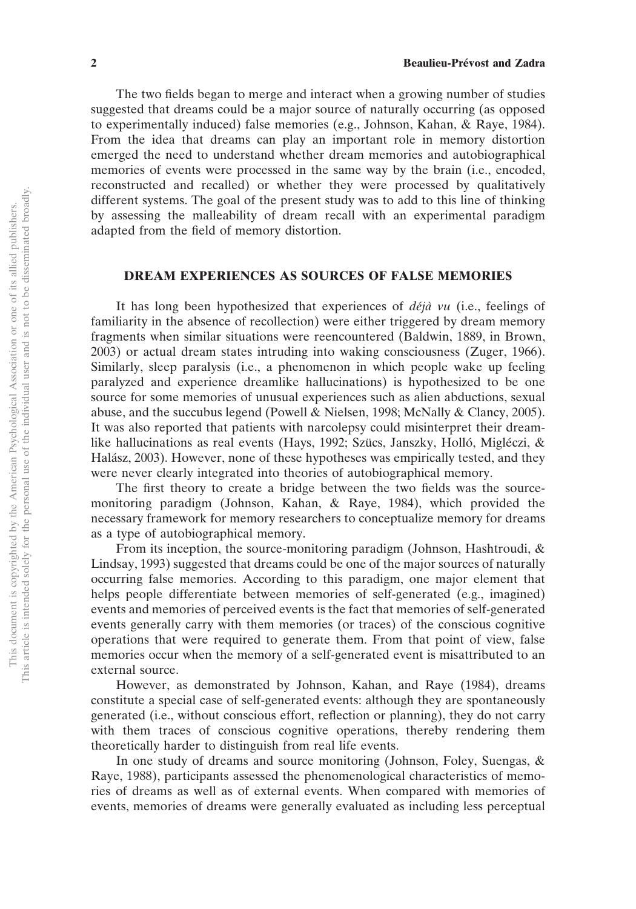The two fields began to merge and interact when a growing number of studies suggested that dreams could be a major source of naturally occurring (as opposed to experimentally induced) false memories (e.g., Johnson, Kahan, & Raye, 1984). From the idea that dreams can play an important role in memory distortion emerged the need to understand whether dream memories and autobiographical memories of events were processed in the same way by the brain (i.e., encoded, reconstructed and recalled) or whether they were processed by qualitatively different systems. The goal of the present study was to add to this line of thinking by assessing the malleability of dream recall with an experimental paradigm adapted from the field of memory distortion.

## DREAM EXPERIENCES AS SOURCES OF FALSE MEMORIES

It has long been hypothesized that experiences of *déjà vu* (i.e., feelings of familiarity in the absence of recollection) were either triggered by dream memory fragments when similar situations were reencountered (Baldwin, 1889, in Brown, 2003) or actual dream states intruding into waking consciousness (Zuger, 1966). Similarly, sleep paralysis (i.e., a phenomenon in which people wake up feeling paralyzed and experience dreamlike hallucinations) is hypothesized to be one source for some memories of unusual experiences such as alien abductions, sexual abuse, and the succubus legend (Powell & Nielsen, 1998; McNally & Clancy, 2005). It was also reported that patients with narcolepsy could misinterpret their dreamlike hallucinations as real events (Hays, 1992; Szücs, Janszky, Holló, Migléczi, & Halász, 2003). However, none of these hypotheses was empirically tested, and they were never clearly integrated into theories of autobiographical memory.

The first theory to create a bridge between the two fields was the source-monitoring paradigm (Johnson, Kahan, & Raye, 1984), which provided the necessary framework for memory researchers to conceptualize memory for dreams as a type of autobiographical memory.

From its inception, the source-monitoring paradigm (Johnson, Hashtroudi, & Lindsay, 1993) suggested that dreams could be one of the major sources of naturally occurring false memories. According to this paradigm, one major element that helps people differentiate between memories of self-generated (e.g., imagined) events and memories of perceived events is the fact that memories of self-generated events generally carry with them memories (or traces) of the conscious cognitive operations that were required to generate them. From that point of view, false memories occur when the memory of a self-generated event is misattributed to an external source.

However, as demonstrated by Johnson, Kahan, and Raye (1984), dreams constitute a special case of self-generated events: although they are spontaneously generated (i.e., without conscious effort, reflection or planning), they do not carry with them traces of conscious cognitive operations, thereby rendering them theoretically harder to distinguish from real life events.

In one study of dreams and source monitoring (Johnson, Foley, Suengas, & Raye, 1988), participants assessed the phenomenological characteristics of memories of dreams as well as of external events. When compared with memories of events, memories of dreams were generally evaluated as including less perceptual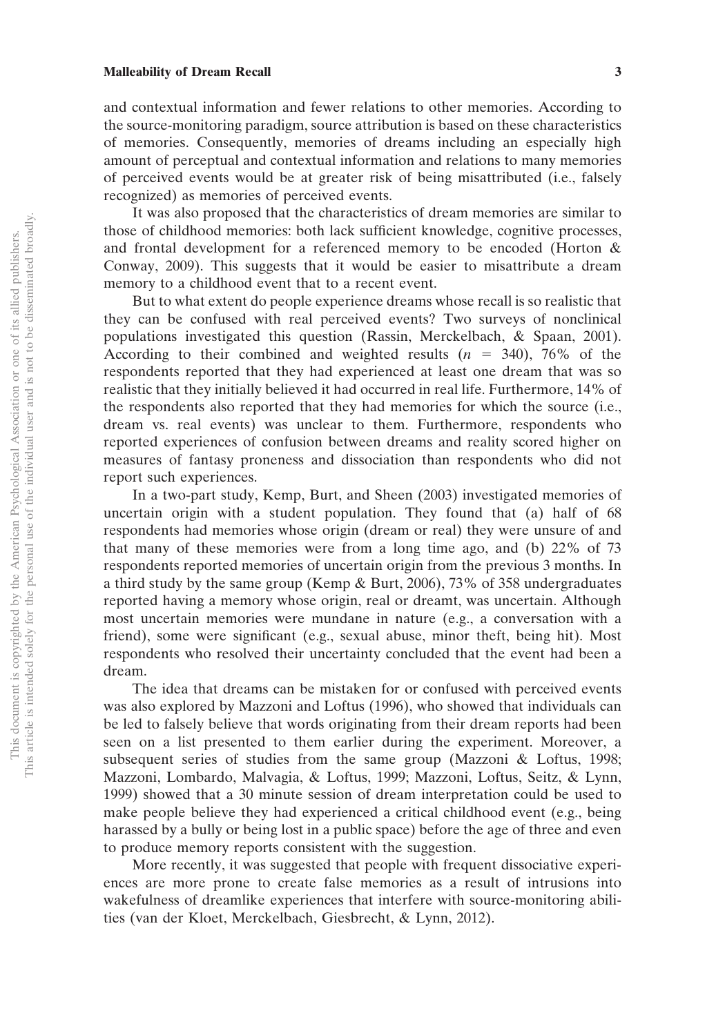and contextual information and fewer relations to other memories. According to the source-monitoring paradigm, source attribution is based on these characteristics of memories. Consequently, memories of dreams including an especially high amount of perceptual and contextual information and relations to many memories of perceived events would be at greater risk of being misattributed (i.e., falsely recognized) as memories of perceived events.

It was also proposed that the characteristics of dream memories are similar to those of childhood memories: both lack sufficient knowledge, cognitive processes, and frontal development for a referenced memory to be encoded (Horton & Conway, 2009). This suggests that it would be easier to misattribute a dream memory to a childhood event that to a recent event.

But to what extent do people experience dreams whose recall is so realistic that they can be confused with real perceived events? Two surveys of nonclinical populations investigated this question (Rassin, Merckelbach, & Spaan, 2001). According to their combined and weighted results ($n = 340$), 76% of the respondents reported that they had experienced at least one dream that was so realistic that they initially believed it had occurred in real life. Furthermore, 14% of the respondents also reported that they had memories for which the source (i.e., dream vs. real events) was unclear to them. Furthermore, respondents who reported experiences of confusion between dreams and reality scored higher on measures of fantasy proneness and dissociation than respondents who did not report such experiences.

In a two-part study, Kemp, Burt, and Sheen (2003) investigated memories of uncertain origin with a student population. They found that (a) half of 68 respondents had memories whose origin (dream or real) they were unsure of and that many of these memories were from a long time ago, and (b) 22% of 73 respondents reported memories of uncertain origin from the previous 3 months. In a third study by the same group (Kemp & Burt, 2006), 73% of 358 undergraduates reported having a memory whose origin, real or dreamt, was uncertain. Although most uncertain memories were mundane in nature (e.g., a conversation with a friend), some were significant (e.g., sexual abuse, minor theft, being hit). Most respondents who resolved their uncertainty concluded that the event had been a dream.

The idea that dreams can be mistaken for or confused with perceived events was also explored by Mazzoni and Loftus (1996), who showed that individuals can be led to falsely believe that words originating from their dream reports had been seen on a list presented to them earlier during the experiment. Moreover, a subsequent series of studies from the same group (Mazzoni & Loftus, 1998; Mazzoni, Lombardo, Malvagia, & Loftus, 1999; Mazzoni, Loftus, Seitz, & Lynn, 1999) showed that a 30 minute session of dream interpretation could be used to make people believe they had experienced a critical childhood event (e.g., being harassed by a bully or being lost in a public space) before the age of three and even to produce memory reports consistent with the suggestion.

More recently, it was suggested that people with frequent dissociative experiences are more prone to create false memories as a result of intrusions into wakefulness of dreamlike experiences that interfere with source-monitoring abilities (van der Kloet, Merckelbach, Giesbrecht, & Lynn, 2012).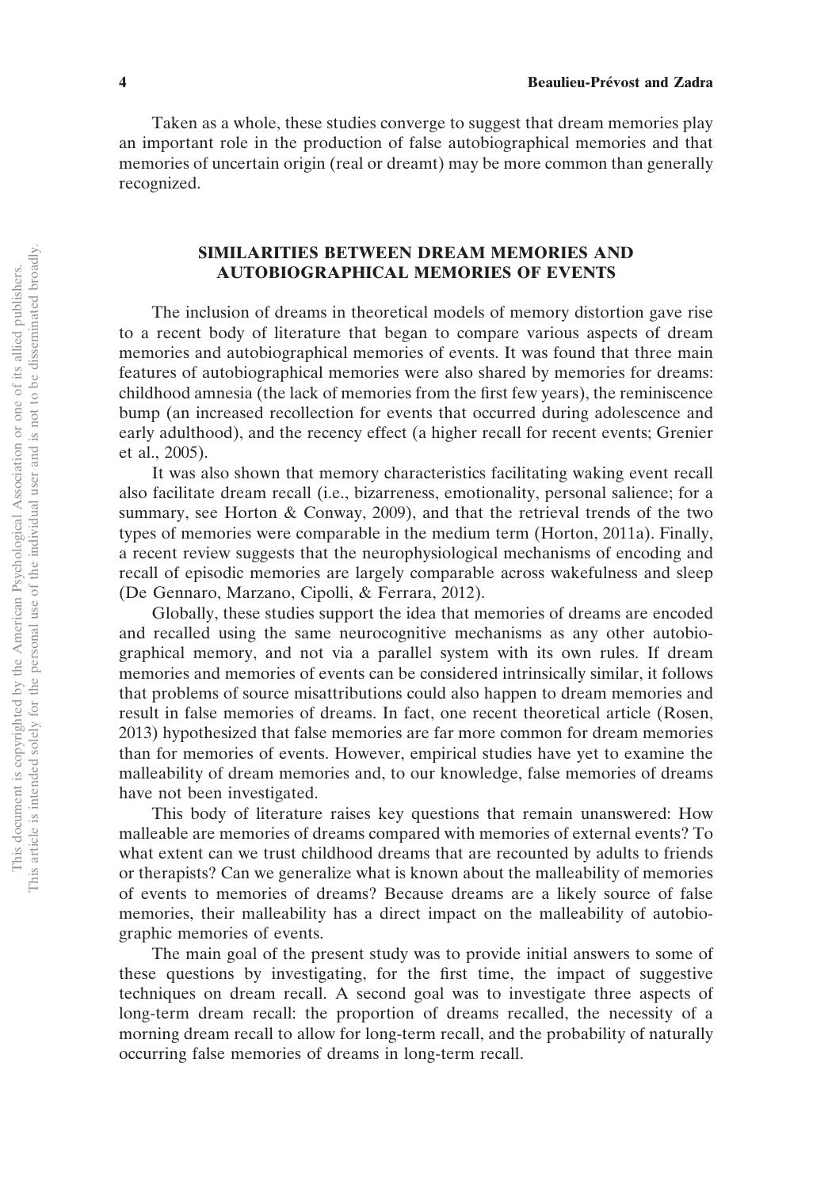Taken as a whole, these studies converge to suggest that dream memories play an important role in the production of false autobiographical memories and that memories of uncertain origin (real or dreamt) may be more common than generally recognized.

## SIMILARITIES BETWEEN DREAM MEMORIES AND AUTOBIOGRAPHICAL MEMORIES OF EVENTS

The inclusion of dreams in theoretical models of memory distortion gave rise to a recent body of literature that began to compare various aspects of dream memories and autobiographical memories of events. It was found that three main features of autobiographical memories were also shared by memories for dreams: childhood amnesia (the lack of memories from the first few years), the reminiscence bump (an increased recollection for events that occurred during adolescence and early adulthood), and the recency effect (a higher recall for recent events; Grenier et al., 2005).

It was also shown that memory characteristics facilitating waking event recall also facilitate dream recall (i.e., bizarreness, emotionality, personal salience; for a summary, see Horton & Conway, 2009), and that the retrieval trends of the two types of memories were comparable in the medium term (Horton, 2011a). Finally, a recent review suggests that the neurophysiological mechanisms of encoding and recall of episodic memories are largely comparable across wakefulness and sleep (De Gennaro, Marzano, Cipolli, & Ferrara, 2012).

Globally, these studies support the idea that memories of dreams are encoded and recalled using the same neurocognitive mechanisms as any other autobiographical memory, and not via a parallel system with its own rules. If dream memories and memories of events can be considered intrinsically similar, it follows that problems of source misattributions could also happen to dream memories and result in false memories of dreams. In fact, one recent theoretical article (Rosen, 2013) hypothesized that false memories are far more common for dream memories than for memories of events. However, empirical studies have yet to examine the malleability of dream memories and, to our knowledge, false memories of dreams have not been investigated.

This body of literature raises key questions that remain unanswered: How malleable are memories of dreams compared with memories of external events? To what extent can we trust childhood dreams that are recounted by adults to friends or therapists? Can we generalize what is known about the malleability of memories of events to memories of dreams? Because dreams are a likely source of false memories, their malleability has a direct impact on the malleability of autobiographic memories of events.

The main goal of the present study was to provide initial answers to some of these questions by investigating, for the first time, the impact of suggestive techniques on dream recall. A second goal was to investigate three aspects of long-term dream recall: the proportion of dreams recalled, the necessity of a morning dream recall to allow for long-term recall, and the probability of naturally occurring false memories of dreams in long-term recall.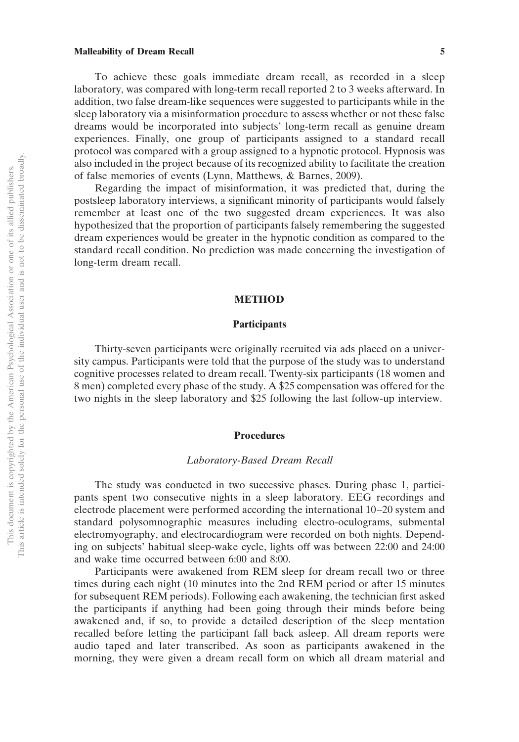To achieve these goals immediate dream recall, as recorded in a sleep laboratory, was compared with long-term recall reported 2 to 3 weeks afterward. In addition, two false dream-like sequences were suggested to participants while in the sleep laboratory via a misinformation procedure to assess whether or not these false dreams would be incorporated into subjects' long-term recall as genuine dream experiences. Finally, one group of participants assigned to a standard recall protocol was compared with a group assigned to a hypnotic protocol. Hypnosis was also included in the project because of its recognized ability to facilitate the creation of false memories of events (Lynn, Matthews, & Barnes, 2009).

Regarding the impact of misinformation, it was predicted that, during the postsleep laboratory interviews, a significant minority of participants would falsely remember at least one of the two suggested dream experiences. It was also hypothesized that the proportion of participants falsely remembering the suggested dream experiences would be greater in the hypnotic condition as compared to the standard recall condition. No prediction was made concerning the investigation of long-term dream recall.

## METHOD

### Participants

Thirty-seven participants were originally recruited via ads placed on a university campus. Participants were told that the purpose of the study was to understand cognitive processes related to dream recall. Twenty-six participants (18 women and 8 men) completed every phase of the study. A $25 compensation was offered for the two nights in the sleep laboratory and $25 following the last follow-up interview.

### Procedures

#### *Laboratory-Based Dream Recall*

The study was conducted in two successive phases. During phase 1, participants spent two consecutive nights in a sleep laboratory. EEG recordings and electrode placement were performed according the international 10–20 system and standard polysomnographic measures including electro-oculograms, submental electromyography, and electrocardiogram were recorded on both nights. Depending on subjects' habitual sleep-wake cycle, lights off was between 22:00 and 24:00 and wake time occurred between 6:00 and 8:00.

Participants were awakened from REM sleep for dream recall two or three times during each night (10 minutes into the 2nd REM period or after 15 minutes for subsequent REM periods). Following each awakening, the technician first asked the participants if anything had been going through their minds before being awakened and, if so, to provide a detailed description of the sleep mentation recalled before letting the participant fall back asleep. All dream reports were audio taped and later transcribed. As soon as participants awakened in the morning, they were given a dream recall form on which all dream material and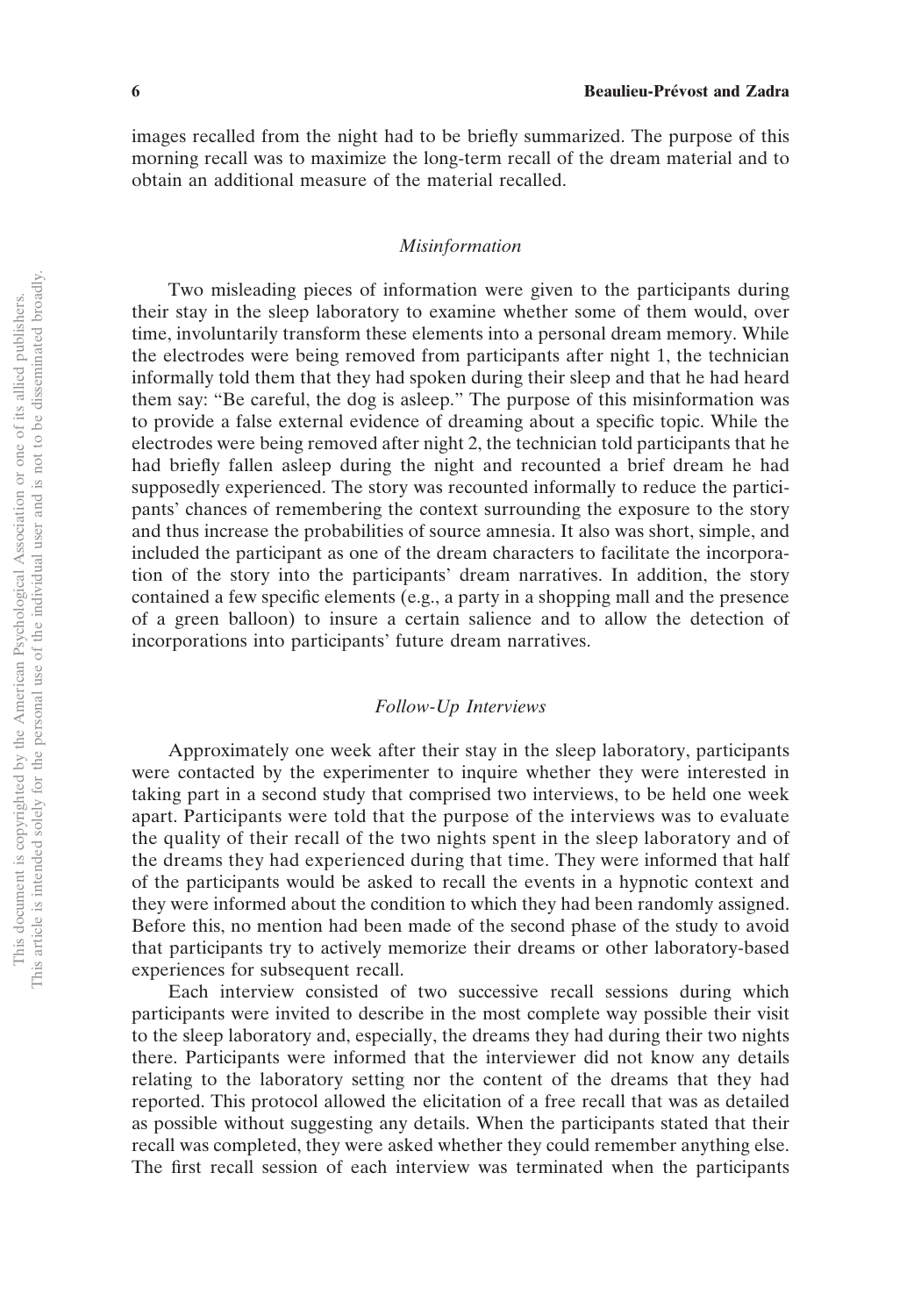images recalled from the night had to be briefly summarized. The purpose of this morning recall was to maximize the long-term recall of the dream material and to obtain an additional measure of the material recalled.

### *Misinformation*

Two misleading pieces of information were given to the participants during their stay in the sleep laboratory to examine whether some of them would, over time, involuntarily transform these elements into a personal dream memory. While the electrodes were being removed from participants after night 1, the technician informally told them that they had spoken during their sleep and that he had heard them say: "Be careful, the dog is asleep." The purpose of this misinformation was to provide a false external evidence of dreaming about a specific topic. While the electrodes were being removed after night 2, the technician told participants that he had briefly fallen asleep during the night and recounted a brief dream he had supposedly experienced. The story was recounted informally to reduce the participants' chances of remembering the context surrounding the exposure to the story and thus increase the probabilities of source amnesia. It also was short, simple, and included the participant as one of the dream characters to facilitate the incorporation of the story into the participants' dream narratives. In addition, the story contained a few specific elements (e.g., a party in a shopping mall and the presence of a green balloon) to insure a certain salience and to allow the detection of incorporations into participants' future dream narratives.

### *Follow-Up Interviews*

Approximately one week after their stay in the sleep laboratory, participants were contacted by the experimenter to inquire whether they were interested in taking part in a second study that comprised two interviews, to be held one week apart. Participants were told that the purpose of the interviews was to evaluate the quality of their recall of the two nights spent in the sleep laboratory and of the dreams they had experienced during that time. They were informed that half of the participants would be asked to recall the events in a hypnotic context and they were informed about the condition to which they had been randomly assigned. Before this, no mention had been made of the second phase of the study to avoid that participants try to actively memorize their dreams or other laboratory-based experiences for subsequent recall.

Each interview consisted of two successive recall sessions during which participants were invited to describe in the most complete way possible their visit to the sleep laboratory and, especially, the dreams they had during their two nights there. Participants were informed that the interviewer did not know any details relating to the laboratory setting nor the content of the dreams that they had reported. This protocol allowed the elicitation of a free recall that was as detailed as possible without suggesting any details. When the participants stated that their recall was completed, they were asked whether they could remember anything else. The first recall session of each interview was terminated when the participants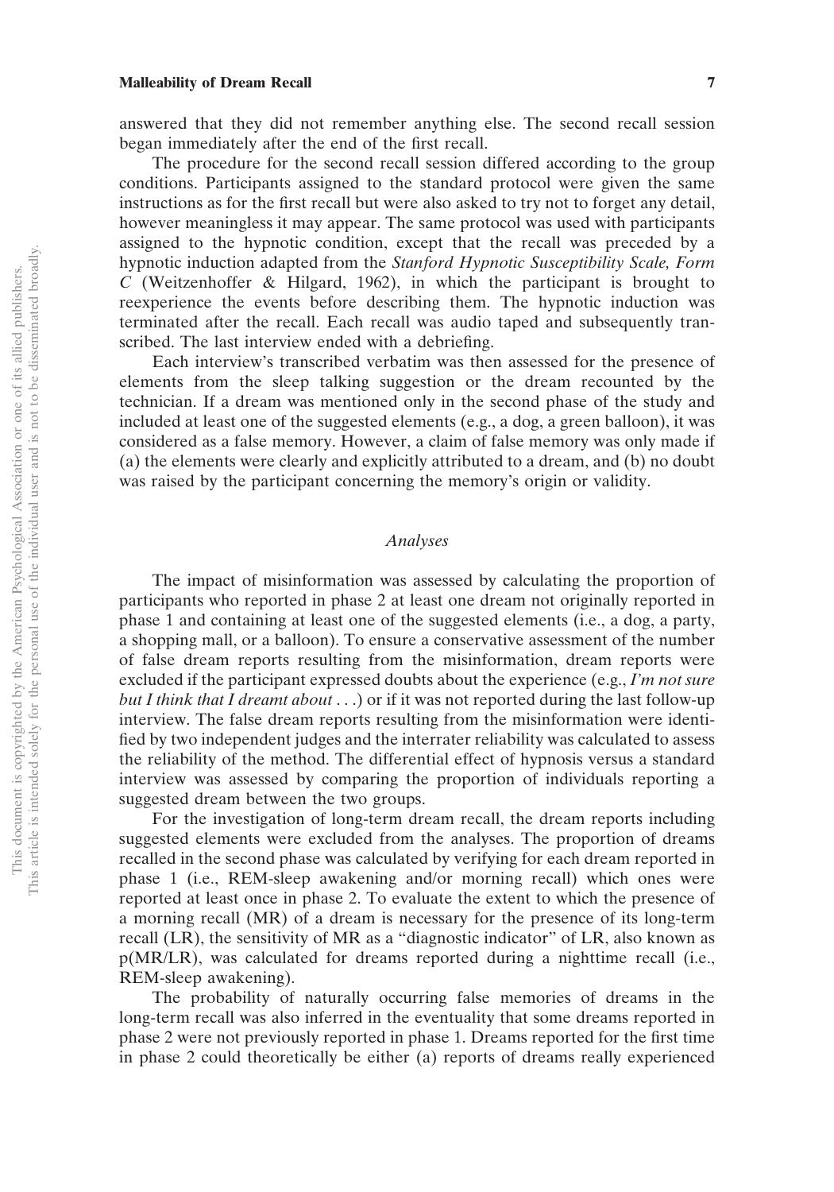answered that they did not remember anything else. The second recall session began immediately after the end of the first recall.

The procedure for the second recall session differed according to the group conditions. Participants assigned to the standard protocol were given the same instructions as for the first recall but were also asked to try not to forget any detail, however meaningless it may appear. The same protocol was used with participants assigned to the hypnotic condition, except that the recall was preceded by a hypnotic induction adapted from the *Stanford Hypnotic Susceptibility Scale, Form C* (Weitzenhoffer & Hilgard, 1962), in which the participant is brought to reexperience the events before describing them. The hypnotic induction was terminated after the recall. Each recall was audio taped and subsequently transcribed. The last interview ended with a debriefing.

Each interview's transcribed verbatim was then assessed for the presence of elements from the sleep talking suggestion or the dream recounted by the technician. If a dream was mentioned only in the second phase of the study and included at least one of the suggested elements (e.g., a dog, a green balloon), it was considered as a false memory. However, a claim of false memory was only made if (a) the elements were clearly and explicitly attributed to a dream, and (b) no doubt was raised by the participant concerning the memory's origin or validity.

### *Analyses*

The impact of misinformation was assessed by calculating the proportion of participants who reported in phase 2 at least one dream not originally reported in phase 1 and containing at least one of the suggested elements (i.e., a dog, a party, a shopping mall, or a balloon). To ensure a conservative assessment of the number of false dream reports resulting from the misinformation, dream reports were excluded if the participant expressed doubts about the experience (e.g., *I'm not sure but I think that I dreamt about . . .*) or if it was not reported during the last follow-up interview. The false dream reports resulting from the misinformation were identified by two independent judges and the interrater reliability was calculated to assess the reliability of the method. The differential effect of hypnosis versus a standard interview was assessed by comparing the proportion of individuals reporting a suggested dream between the two groups.

For the investigation of long-term dream recall, the dream reports including suggested elements were excluded from the analyses. The proportion of dreams recalled in the second phase was calculated by verifying for each dream reported in phase 1 (i.e., REM-sleep awakening and/or morning recall) which ones were reported at least once in phase 2. To evaluate the extent to which the presence of a morning recall (MR) of a dream is necessary for the presence of its long-term recall (LR), the sensitivity of MR as a "diagnostic indicator" of LR, also known as p(MR/LR), was calculated for dreams reported during a nighttime recall (i.e., REM-sleep awakening).

The probability of naturally occurring false memories of dreams in the long-term recall was also inferred in the eventuality that some dreams reported in phase 2 were not previously reported in phase 1. Dreams reported for the first time in phase 2 could theoretically be either (a) reports of dreams really experienced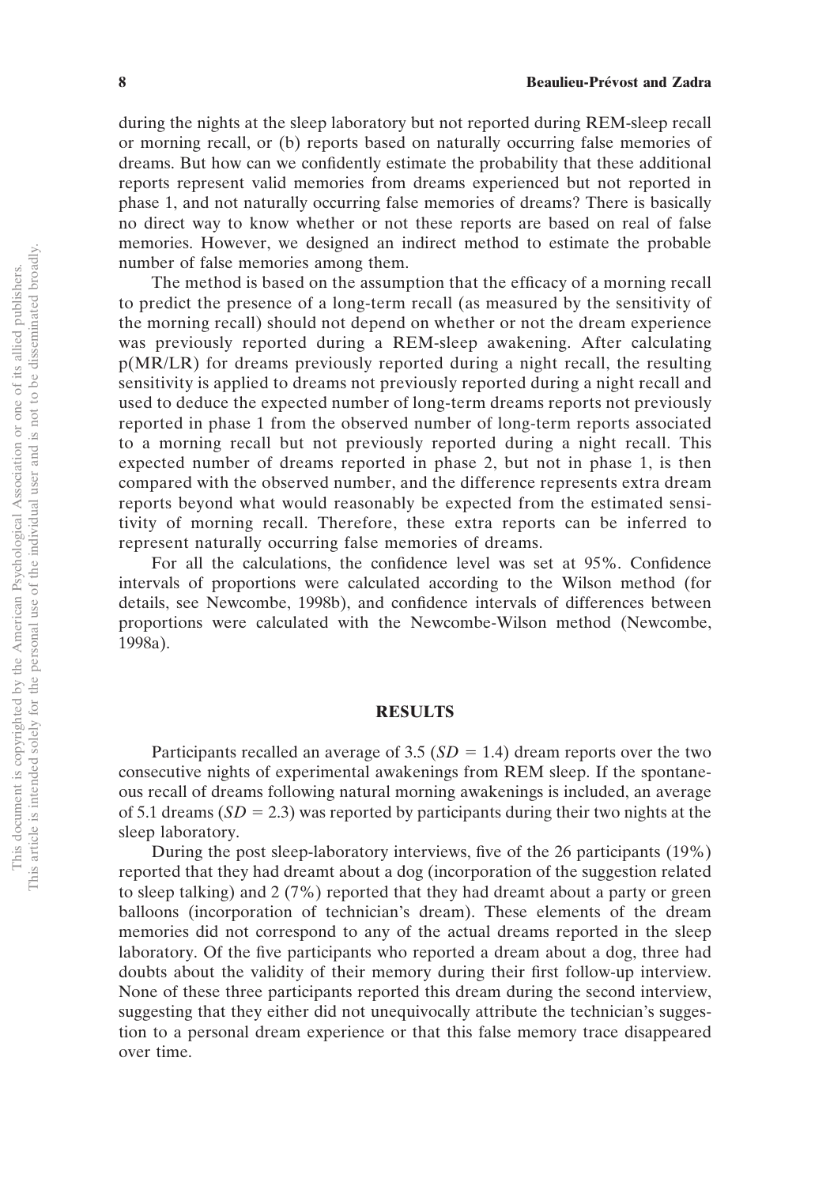during the nights at the sleep laboratory but not reported during REM-sleep recall or morning recall, or (b) reports based on naturally occurring false memories of dreams. But how can we confidently estimate the probability that these additional reports represent valid memories from dreams experienced but not reported in phase 1, and not naturally occurring false memories of dreams? There is basically no direct way to know whether or not these reports are based on real of false memories. However, we designed an indirect method to estimate the probable number of false memories among them.

The method is based on the assumption that the efficacy of a morning recall to predict the presence of a long-term recall (as measured by the sensitivity of the morning recall) should not depend on whether or not the dream experience was previously reported during a REM-sleep awakening. After calculating p(MR/LR) for dreams previously reported during a night recall, the resulting sensitivity is applied to dreams not previously reported during a night recall and used to deduce the expected number of long-term dreams reports not previously reported in phase 1 from the observed number of long-term reports associated to a morning recall but not previously reported during a night recall. This expected number of dreams reported in phase 2, but not in phase 1, is then compared with the observed number, and the difference represents extra dream reports beyond what would reasonably be expected from the estimated sensitivity of morning recall. Therefore, these extra reports can be inferred to represent naturally occurring false memories of dreams.

For all the calculations, the confidence level was set at 95%. Confidence intervals of proportions were calculated according to the Wilson method (for details, see Newcombe, 1998b), and confidence intervals of differences between proportions were calculated with the Newcombe-Wilson method (Newcombe, 1998a).

## RESULTS

Participants recalled an average of 3.5 ($SD$ = 1.4) dream reports over the two consecutive nights of experimental awakenings from REM sleep. If the spontaneous recall of dreams following natural morning awakenings is included, an average of 5.1 dreams ($SD$ = 2.3) was reported by participants during their two nights at the sleep laboratory.

During the post sleep-laboratory interviews, five of the 26 participants (19%) reported that they had dreamt about a dog (incorporation of the suggestion related to sleep talking) and 2 (7%) reported that they had dreamt about a party or green balloons (incorporation of technician's dream). These elements of the dream memories did not correspond to any of the actual dreams reported in the sleep laboratory. Of the five participants who reported a dream about a dog, three had doubts about the validity of their memory during their first follow-up interview. None of these three participants reported this dream during the second interview, suggesting that they either did not unequivocally attribute the technician's suggestion to a personal dream experience or that this false memory trace disappeared over time.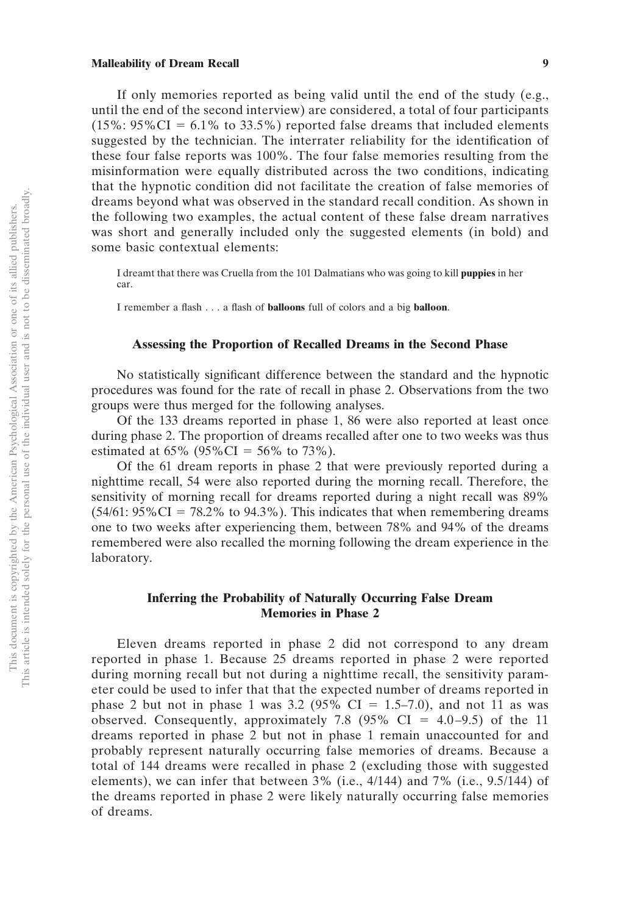If only memories reported as being valid until the end of the study (e.g., until the end of the second interview) are considered, a total of four participants (15%: 95%CI = 6.1% to 33.5%) reported false dreams that included elements suggested by the technician. The interrater reliability for the identification of these four false reports was 100%. The four false memories resulting from the misinformation were equally distributed across the two conditions, indicating that the hypnotic condition did not facilitate the creation of false memories of dreams beyond what was observed in the standard recall condition. As shown in the following two examples, the actual content of these false dream narratives was short and generally included only the suggested elements (in bold) and some basic contextual elements:

> I dreamt that there was Cruella from the 101 Dalmatians who was going to kill **puppies** in her car.
>
> I remember a flash . . . a flash of **balloons** full of colors and a big **balloon**.

## Assessing the Proportion of Recalled Dreams in the Second Phase

No statistically significant difference between the standard and the hypnotic procedures was found for the rate of recall in phase 2. Observations from the two groups were thus merged for the following analyses.

Of the 133 dreams reported in phase 1, 86 were also reported at least once during phase 2. The proportion of dreams recalled after one to two weeks was thus estimated at 65% (95%CI = 56% to 73%).

Of the 61 dream reports in phase 2 that were previously reported during a nighttime recall, 54 were also reported during the morning recall. Therefore, the sensitivity of morning recall for dreams reported during a night recall was 89% (54/61: 95%CI = 78.2% to 94.3%). This indicates that when remembering dreams one to two weeks after experiencing them, between 78% and 94% of the dreams remembered were also recalled the morning following the dream experience in the laboratory.

## Inferring the Probability of Naturally Occurring False Dream Memories in Phase 2

Eleven dreams reported in phase 2 did not correspond to any dream reported in phase 1. Because 25 dreams reported in phase 2 were reported during morning recall but not during a nighttime recall, the sensitivity parameter could be used to infer that that the expected number of dreams reported in phase 2 but not in phase 1 was 3.2 (95% CI = 1.5–7.0), and not 11 as was observed. Consequently, approximately 7.8 (95% CI = 4.0–9.5) of the 11 dreams reported in phase 2 but not in phase 1 remain unaccounted for and probably represent naturally occurring false memories of dreams. Because a total of 144 dreams were recalled in phase 2 (excluding those with suggested elements), we can infer that between 3% (i.e., 4/144) and 7% (i.e., 9.5/144) of the dreams reported in phase 2 were likely naturally occurring false memories of dreams.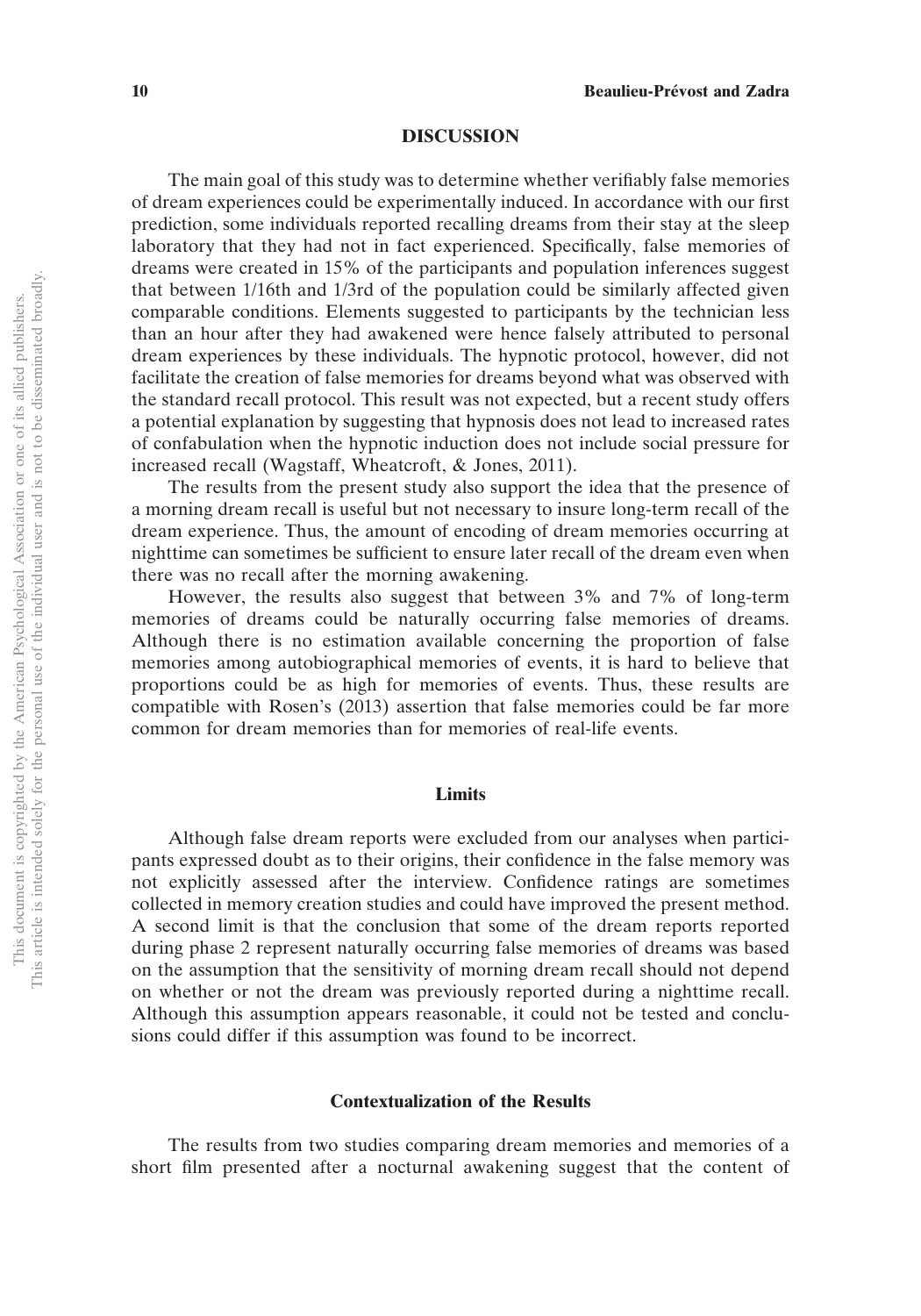## DISCUSSION

The main goal of this study was to determine whether verifiably false memories of dream experiences could be experimentally induced. In accordance with our first prediction, some individuals reported recalling dreams from their stay at the sleep laboratory that they had not in fact experienced. Specifically, false memories of dreams were created in 15% of the participants and population inferences suggest that between 1/16th and 1/3rd of the population could be similarly affected given comparable conditions. Elements suggested to participants by the technician less than an hour after they had awakened were hence falsely attributed to personal dream experiences by these individuals. The hypnotic protocol, however, did not facilitate the creation of false memories for dreams beyond what was observed with the standard recall protocol. This result was not expected, but a recent study offers a potential explanation by suggesting that hypnosis does not lead to increased rates of confabulation when the hypnotic induction does not include social pressure for increased recall (Wagstaff, Wheatcroft, & Jones, 2011).

The results from the present study also support the idea that the presence of a morning dream recall is useful but not necessary to insure long-term recall of the dream experience. Thus, the amount of encoding of dream memories occurring at nighttime can sometimes be sufficient to ensure later recall of the dream even when there was no recall after the morning awakening.

However, the results also suggest that between 3% and 7% of long-term memories of dreams could be naturally occurring false memories of dreams. Although there is no estimation available concerning the proportion of false memories among autobiographical memories of events, it is hard to believe that proportions could be as high for memories of events. Thus, these results are compatible with Rosen's (2013) assertion that false memories could be far more common for dream memories than for memories of real-life events.

### Limits

Although false dream reports were excluded from our analyses when participants expressed doubt as to their origins, their confidence in the false memory was not explicitly assessed after the interview. Confidence ratings are sometimes collected in memory creation studies and could have improved the present method. A second limit is that the conclusion that some of the dream reports reported during phase 2 represent naturally occurring false memories of dreams was based on the assumption that the sensitivity of morning dream recall should not depend on whether or not the dream was previously reported during a nighttime recall. Although this assumption appears reasonable, it could not be tested and conclusions could differ if this assumption was found to be incorrect.

### Contextualization of the Results

The results from two studies comparing dream memories and memories of a short film presented after a nocturnal awakening suggest that the content of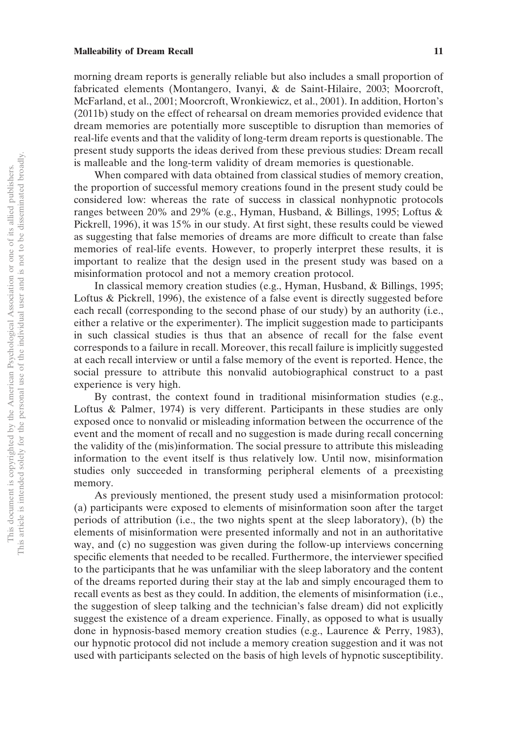morning dream reports is generally reliable but also includes a small proportion of fabricated elements (Montangero, Ivanyi, & de Saint-Hilaire, 2003; Moorcroft, McFarland, et al., 2001; Moorcroft, Wronkiewicz, et al., 2001). In addition, Horton's (2011b) study on the effect of rehearsal on dream memories provided evidence that dream memories are potentially more susceptible to disruption than memories of real-life events and that the validity of long-term dream reports is questionable. The present study supports the ideas derived from these previous studies: Dream recall is malleable and the long-term validity of dream memories is questionable.

When compared with data obtained from classical studies of memory creation, the proportion of successful memory creations found in the present study could be considered low: whereas the rate of success in classical nonhypnotic protocols ranges between 20% and 29% (e.g., Hyman, Husband, & Billings, 1995; Loftus & Pickrell, 1996), it was 15% in our study. At first sight, these results could be viewed as suggesting that false memories of dreams are more difficult to create than false memories of real-life events. However, to properly interpret these results, it is important to realize that the design used in the present study was based on a misinformation protocol and not a memory creation protocol.

In classical memory creation studies (e.g., Hyman, Husband, & Billings, 1995; Loftus & Pickrell, 1996), the existence of a false event is directly suggested before each recall (corresponding to the second phase of our study) by an authority (i.e., either a relative or the experimenter). The implicit suggestion made to participants in such classical studies is thus that an absence of recall for the false event corresponds to a failure in recall. Moreover, this recall failure is implicitly suggested at each recall interview or until a false memory of the event is reported. Hence, the social pressure to attribute this nonvalid autobiographical construct to a past experience is very high.

By contrast, the context found in traditional misinformation studies (e.g., Loftus & Palmer, 1974) is very different. Participants in these studies are only exposed once to nonvalid or misleading information between the occurrence of the event and the moment of recall and no suggestion is made during recall concerning the validity of the (mis)information. The social pressure to attribute this misleading information to the event itself is thus relatively low. Until now, misinformation studies only succeeded in transforming peripheral elements of a preexisting memory.

As previously mentioned, the present study used a misinformation protocol: (a) participants were exposed to elements of misinformation soon after the target periods of attribution (i.e., the two nights spent at the sleep laboratory), (b) the elements of misinformation were presented informally and not in an authoritative way, and (c) no suggestion was given during the follow-up interviews concerning specific elements that needed to be recalled. Furthermore, the interviewer specified to the participants that he was unfamiliar with the sleep laboratory and the content of the dreams reported during their stay at the lab and simply encouraged them to recall events as best as they could. In addition, the elements of misinformation (i.e., the suggestion of sleep talking and the technician's false dream) did not explicitly suggest the existence of a dream experience. Finally, as opposed to what is usually done in hypnosis-based memory creation studies (e.g., Laurence & Perry, 1983), our hypnotic protocol did not include a memory creation suggestion and it was not used with participants selected on the basis of high levels of hypnotic susceptibility.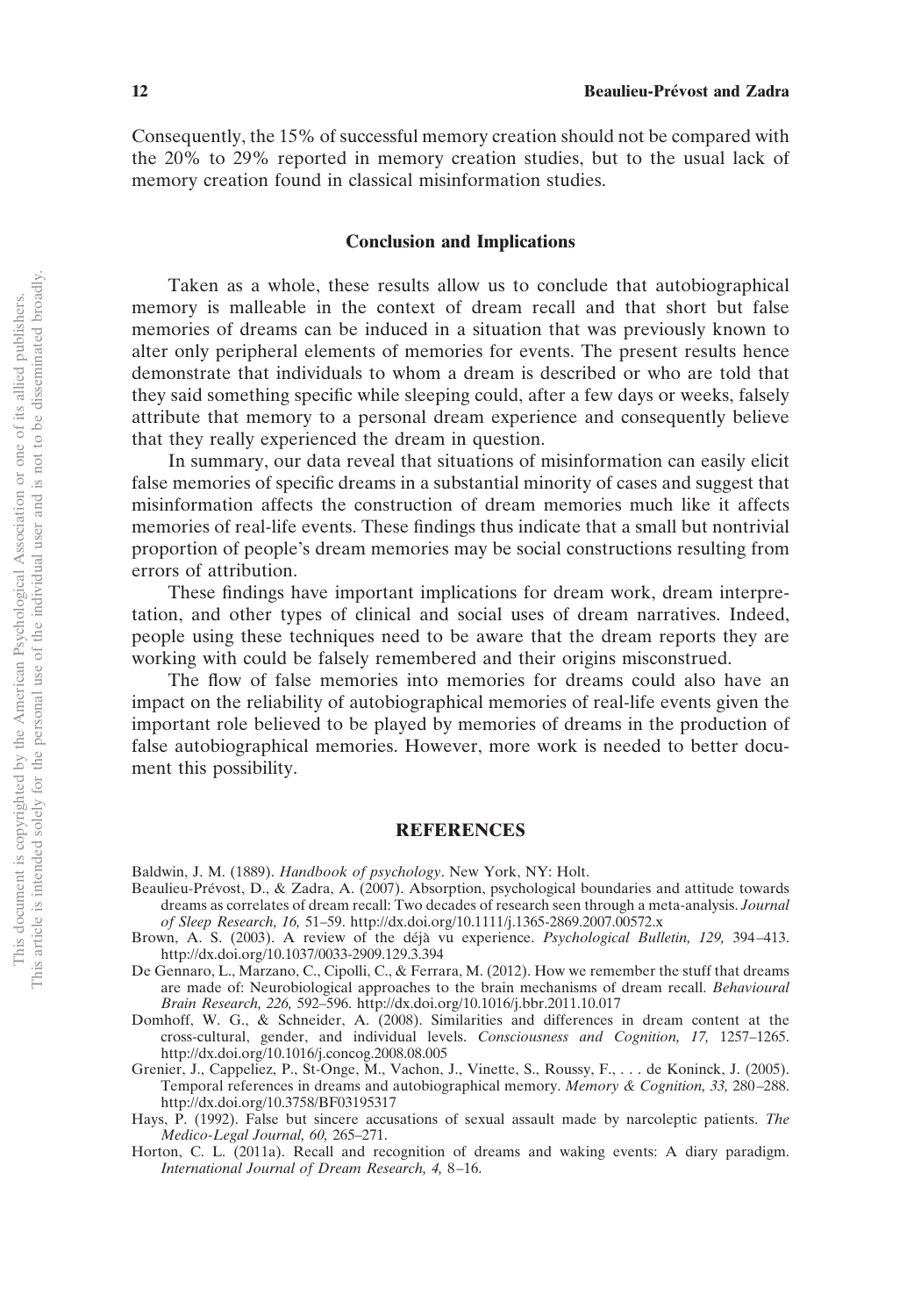Consequently, the 15% of successful memory creation should not be compared with the 20% to 29% reported in memory creation studies, but to the usual lack of memory creation found in classical misinformation studies.

## Conclusion and Implications

Taken as a whole, these results allow us to conclude that autobiographical memory is malleable in the context of dream recall and that short but false memories of dreams can be induced in a situation that was previously known to alter only peripheral elements of memories for events. The present results hence demonstrate that individuals to whom a dream is described or who are told that they said something specific while sleeping could, after a few days or weeks, falsely attribute that memory to a personal dream experience and consequently believe that they really experienced the dream in question.

In summary, our data reveal that situations of misinformation can easily elicit false memories of specific dreams in a substantial minority of cases and suggest that misinformation affects the construction of dream memories much like it affects memories of real-life events. These findings thus indicate that a small but nontrivial proportion of people's dream memories may be social constructions resulting from errors of attribution.

These findings have important implications for dream work, dream interpretation, and other types of clinical and social uses of dream narratives. Indeed, people using these techniques need to be aware that the dream reports they are working with could be falsely remembered and their origins misconstrued.

The flow of false memories into memories for dreams could also have an impact on the reliability of autobiographical memories of real-life events given the important role believed to be played by memories of dreams in the production of false autobiographical memories. However, more work is needed to better document this possibility.

## REFERENCES

Baldwin, J. M. (1889). *Handbook of psychology*. New York, NY: Holt.

Beaulieu-Prévost, D., & Zadra, A. (2007). Absorption, psychological boundaries and attitude towards dreams as correlates of dream recall: Two decades of research seen through a meta-analysis. *Journal of Sleep Research, 16,* 51–59. http://dx.doi.org/10.1111/j.1365-2869.2007.00572.x

Brown, A. S. (2003). A review of the déjà vu experience. *Psychological Bulletin, 129,* 394–413. http://dx.doi.org/10.1037/0033-2909.129.3.394

De Gennaro, L., Marzano, C., Cipolli, C., & Ferrara, M. (2012). How we remember the stuff that dreams are made of: Neurobiological approaches to the brain mechanisms of dream recall. *Behavioural Brain Research, 226,* 592–596. http://dx.doi.org/10.1016/j.bbr.2011.10.017

Domhoff, W. G., & Schneider, A. (2008). Similarities and differences in dream content at the cross-cultural, gender, and individual levels. *Consciousness and Cognition, 17,* 1257–1265. http://dx.doi.org/10.1016/j.concog.2008.08.005

Grenier, J., Cappeliez, P., St-Onge, M., Vachon, J., Vinette, S., Roussy, F., . . . de Koninck, J. (2005). Temporal references in dreams and autobiographical memory. *Memory & Cognition, 33,* 280–288. http://dx.doi.org/10.3758/BF03195317

Hays, P. (1992). False but sincere accusations of sexual assault made by narcoleptic patients. *The Medico-Legal Journal, 60,* 265–271.

Horton, C. L. (2011a). Recall and recognition of dreams and waking events: A diary paradigm. *International Journal of Dream Research, 4,* 8–16.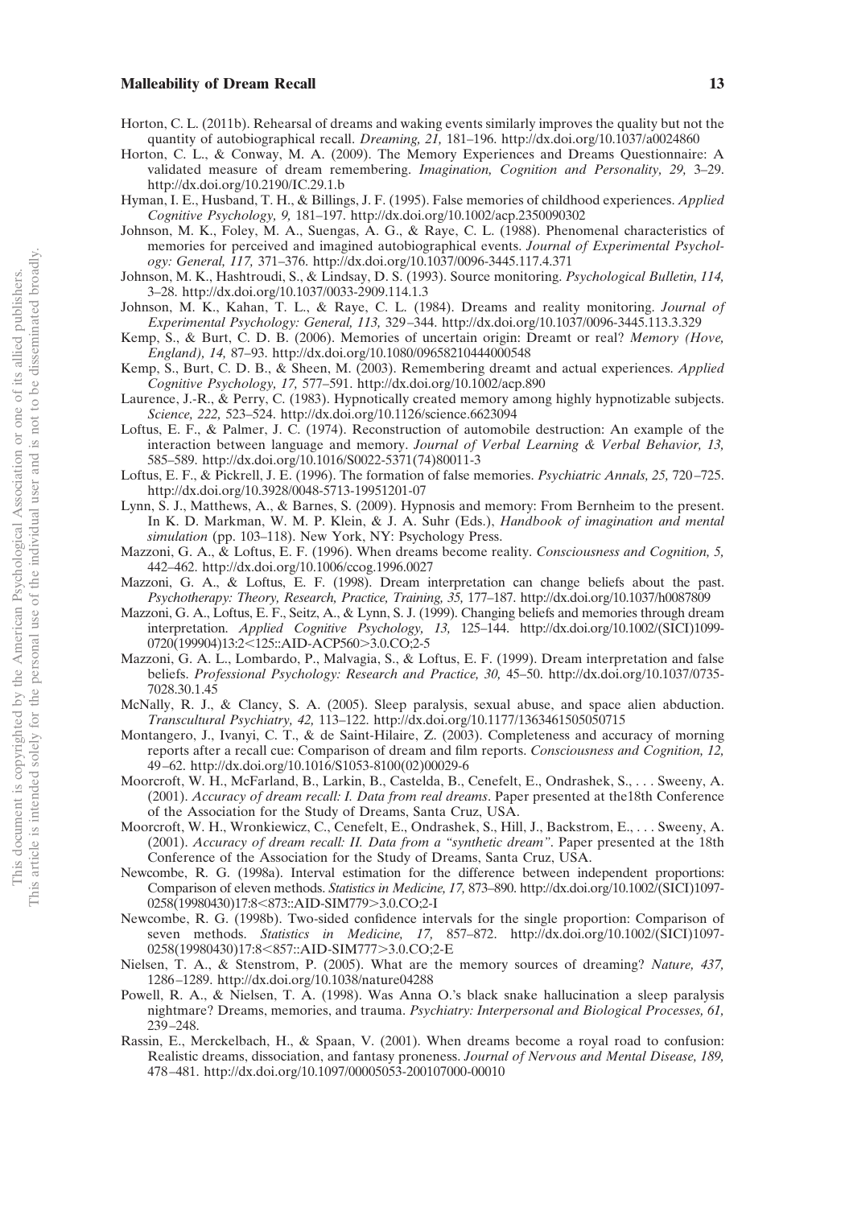Horton, C. L. (2011b). Rehearsal of dreams and waking events similarly improves the quality but not the quantity of autobiographical recall. *Dreaming, 21,* 181–196. http://dx.doi.org/10.1037/a0024860

Horton, C. L., & Conway, M. A. (2009). The Memory Experiences and Dreams Questionnaire: A validated measure of dream remembering. *Imagination, Cognition and Personality, 29,* 3–29. http://dx.doi.org/10.2190/IC.29.1.b

Hyman, I. E., Husband, T. H., & Billings, J. F. (1995). False memories of childhood experiences. *Applied Cognitive Psychology, 9,* 181–197. http://dx.doi.org/10.1002/acp.2350090302

Johnson, M. K., Foley, M. A., Suengas, A. G., & Raye, C. L. (1988). Phenomenal characteristics of memories for perceived and imagined autobiographical events. *Journal of Experimental Psychology: General, 117,* 371–376. http://dx.doi.org/10.1037/0096-3445.117.4.371

Johnson, M. K., Hashtroudi, S., & Lindsay, D. S. (1993). Source monitoring. *Psychological Bulletin, 114,* 3–28. http://dx.doi.org/10.1037/0033-2909.114.1.3

Johnson, M. K., Kahan, T. L., & Raye, C. L. (1984). Dreams and reality monitoring. *Journal of Experimental Psychology: General, 113,* 329–344. http://dx.doi.org/10.1037/0096-3445.113.3.329

Kemp, S., & Burt, C. D. B. (2006). Memories of uncertain origin: Dreamt or real? *Memory (Hove, England), 14,* 87–93. http://dx.doi.org/10.1080/09658210444000548

Kemp, S., Burt, C. D. B., & Sheen, M. (2003). Remembering dreamt and actual experiences. *Applied Cognitive Psychology, 17,* 577–591. http://dx.doi.org/10.1002/acp.890

Laurence, J.-R., & Perry, C. (1983). Hypnotically created memory among highly hypnotizable subjects. *Science, 222,* 523–524. http://dx.doi.org/10.1126/science.6623094

Loftus, E. F., & Palmer, J. C. (1974). Reconstruction of automobile destruction: An example of the interaction between language and memory. *Journal of Verbal Learning & Verbal Behavior, 13,* 585–589. http://dx.doi.org/10.1016/S0022-5371(74)80011-3

Loftus, E. F., & Pickrell, J. E. (1996). The formation of false memories. *Psychiatric Annals, 25,* 720–725. http://dx.doi.org/10.3928/0048-5713-19951201-07

Lynn, S. J., Matthews, A., & Barnes, S. (2009). Hypnosis and memory: From Bernheim to the present. In K. D. Markman, W. M. P. Klein, & J. A. Suhr (Eds.), *Handbook of imagination and mental simulation* (pp. 103–118). New York, NY: Psychology Press.

Mazzoni, G. A., & Loftus, E. F. (1996). When dreams become reality. *Consciousness and Cognition, 5,* 442–462. http://dx.doi.org/10.1006/ccog.1996.0027

Mazzoni, G. A., & Loftus, E. F. (1998). Dream interpretation can change beliefs about the past. *Psychotherapy: Theory, Research, Practice, Training, 35,* 177–187. http://dx.doi.org/10.1037/h0087809

Mazzoni, G. A., Loftus, E. F., Seitz, A., & Lynn, S. J. (1999). Changing beliefs and memories through dream interpretation. *Applied Cognitive Psychology, 13,* 125–144. http://dx.doi.org/10.1002/(SICI)1099-0720(199904)13:2<125::AID-ACP560>3.0.CO;2-5

Mazzoni, G. A. L., Lombardo, P., Malvagia, S., & Loftus, E. F. (1999). Dream interpretation and false beliefs. *Professional Psychology: Research and Practice, 30,* 45–50. http://dx.doi.org/10.1037/0735-7028.30.1.45

McNally, R. J., & Clancy, S. A. (2005). Sleep paralysis, sexual abuse, and space alien abduction. *Transcultural Psychiatry, 42,* 113–122. http://dx.doi.org/10.1177/1363461505050715

Montangero, J., Ivanyi, C. T., & de Saint-Hilaire, Z. (2003). Completeness and accuracy of morning reports after a recall cue: Comparison of dream and film reports. *Consciousness and Cognition, 12,* 49–62. http://dx.doi.org/10.1016/S1053-8100(02)00029-6

Moorcroft, W. H., McFarland, B., Larkin, B., Castelda, B., Cenefelt, E., Ondrashek, S., . . . Sweeny, A. (2001). *Accuracy of dream recall: I. Data from real dreams*. Paper presented at the18th Conference of the Association for the Study of Dreams, Santa Cruz, USA.

Moorcroft, W. H., Wronkiewicz, C., Cenefelt, E., Ondrashek, S., Hill, J., Backstrom, E., . . . Sweeny, A. (2001). *Accuracy of dream recall: II. Data from a "synthetic dream"*. Paper presented at the 18th Conference of the Association for the Study of Dreams, Santa Cruz, USA.

Newcombe, R. G. (1998a). Interval estimation for the difference between independent proportions: Comparison of eleven methods. *Statistics in Medicine, 17,* 873–890. http://dx.doi.org/10.1002/(SICI)1097-0258(19980430)17:8<873::AID-SIM779>3.0.CO;2-I

Newcombe, R. G. (1998b). Two-sided confidence intervals for the single proportion: Comparison of seven methods. *Statistics in Medicine, 17,* 857–872. http://dx.doi.org/10.1002/(SICI)1097-0258(19980430)17:8<857::AID-SIM777>3.0.CO;2-E

Nielsen, T. A., & Stenstrom, P. (2005). What are the memory sources of dreaming? *Nature, 437,* 1286–1289. http://dx.doi.org/10.1038/nature04288

Powell, R. A., & Nielsen, T. A. (1998). Was Anna O.'s black snake hallucination a sleep paralysis nightmare? Dreams, memories, and trauma. *Psychiatry: Interpersonal and Biological Processes, 61,* 239–248.

Rassin, E., Merckelbach, H., & Spaan, V. (2001). When dreams become a royal road to confusion: Realistic dreams, dissociation, and fantasy proneness. *Journal of Nervous and Mental Disease, 189,* 478–481. http://dx.doi.org/10.1097/00005053-200107000-00010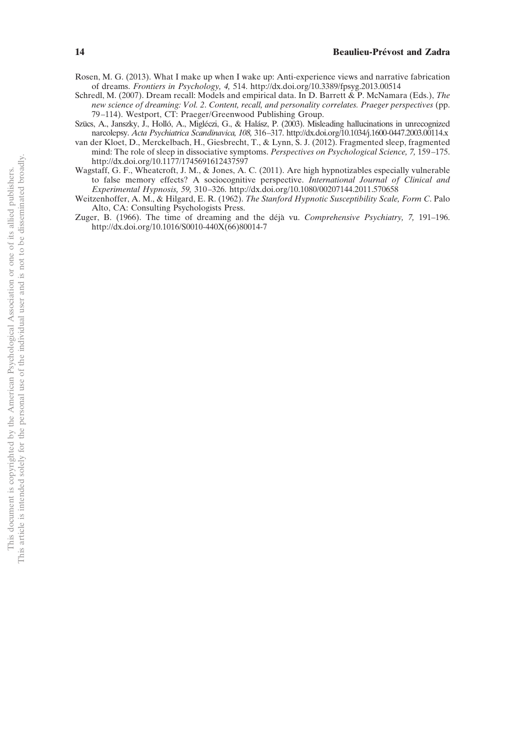Rosen, M. G. (2013). What I make up when I wake up: Anti-experience views and narrative fabrication of dreams. *Frontiers in Psychology, 4,* 514. http://dx.doi.org/10.3389/fpsyg.2013.00514

Schredl, M. (2007). Dream recall: Models and empirical data. In D. Barrett & P. McNamara (Eds.), *The new science of dreaming: Vol. 2. Content, recall, and personality correlates. Praeger perspectives* (pp. 79–114). Westport, CT: Praeger/Greenwood Publishing Group.

Szücs, A., Janszky, J., Holló, A., Migléczi, G., & Halász, P. (2003). Misleading hallucinations in unrecognized narcolepsy. *Acta Psychiatrica Scandinavica, 108,* 316–317. http://dx.doi.org/10.1034/j.1600-0447.2003.00114.x

van der Kloet, D., Merckelbach, H., Giesbrecht, T., & Lynn, S. J. (2012). Fragmented sleep, fragmented mind: The role of sleep in dissociative symptoms. *Perspectives on Psychological Science, 7,* 159–175. http://dx.doi.org/10.1177/1745691612437597

Wagstaff, G. F., Wheatcroft, J. M., & Jones, A. C. (2011). Are high hypnotizables especially vulnerable to false memory effects? A sociocognitive perspective. *International Journal of Clinical and Experimental Hypnosis, 59,* 310–326. http://dx.doi.org/10.1080/00207144.2011.570658

Weitzenhoffer, A. M., & Hilgard, E. R. (1962). *The Stanford Hypnotic Susceptibility Scale, Form C*. Palo Alto, CA: Consulting Psychologists Press.

Zuger, B. (1966). The time of dreaming and the déjà vu. *Comprehensive Psychiatry, 7,* 191–196. http://dx.doi.org/10.1016/S0010-440X(66)80014-7